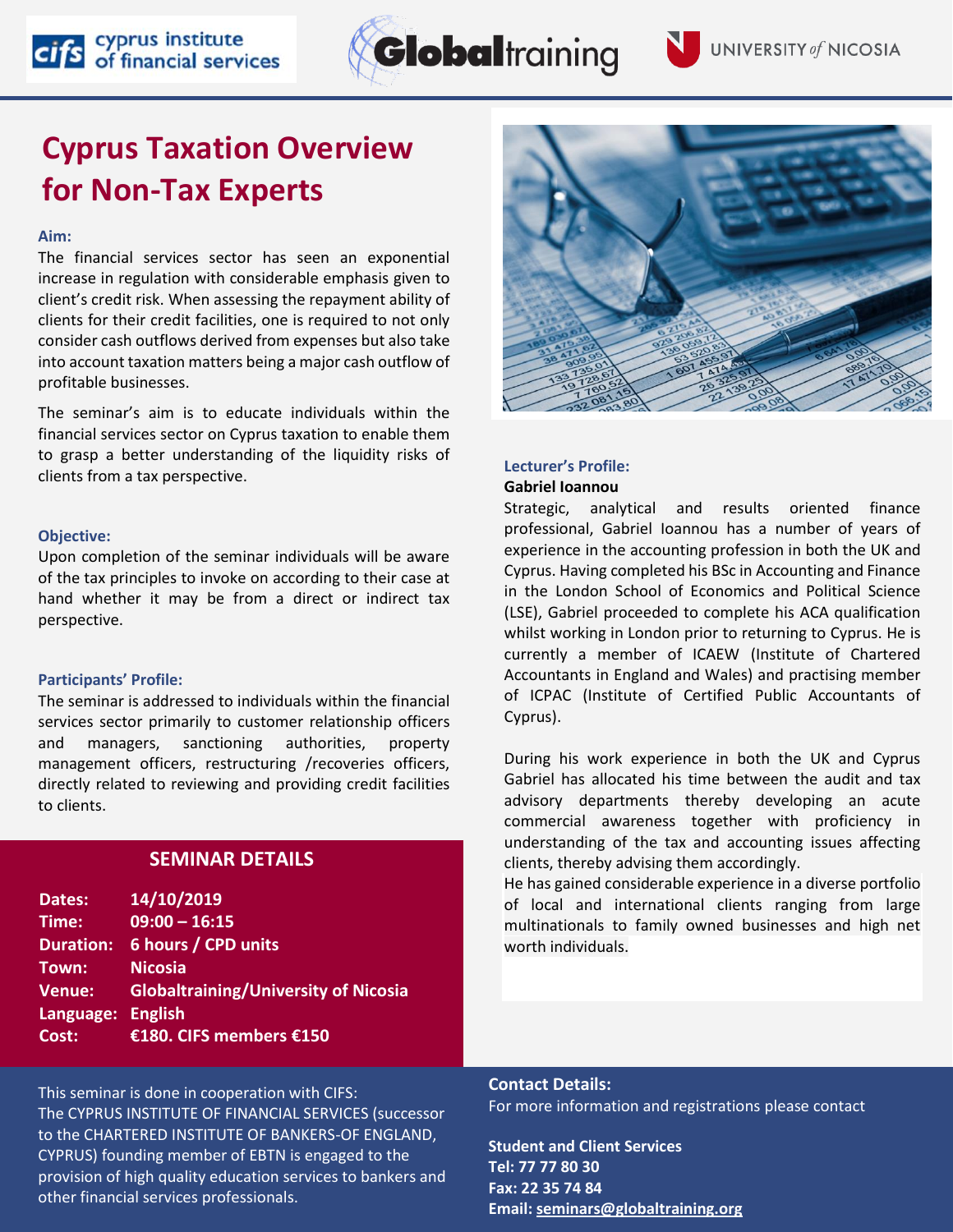cyprus institute of financial services

Globaltraining

UNIVERSITY of NICOSIA

# Cyprus Taxation Overview for Non-Tax Experts

**Aim:**

The financial services sector has seen an exponential increase in regulation with considerable emphasis given to client's credit risk. When assessing the repayment ability of clients for their credit facilities, one is required to not only consider cash outflows derived from expenses but also take into account taxation matters being a major cash outflow of profitable businesses.

The seminar's aim is to educate individuals within the financial services sector on Cyprus taxation to enable them to grasp a better understanding of the liquidity risks of clients from a tax perspective.

**Objective:**

Upon completion of the seminar individuals will be aware of the tax principles to invoke on according to their case at hand whether it may be from a direct or indirect tax perspective.

**Participants' Profile:**

The seminar is addressed to individuals within the financial services sector primarily to customer relationship officers and managers, sanctioning authorities, property management officers, restructuring /recoveries officers, directly related to reviewing and providing credit facilities to clients.

## SEMINAR DETAILS

| | |
|---|---|
| **Dates:** | **14/10/2019** |
| **Time:** | **09:00 – 16:15** |
| **Duration:** | **6 hours / CPD units** |
| **Town:** | **Nicosia** |
| **Venue:** | **Globaltraining/University of Nicosia** |
| **Language:** | **English** |
| **Cost:** | **€180. CIFS members €150** |

**Lecturer's Profile:**

**Gabriel Ioannou**

Strategic, analytical and results oriented finance professional, Gabriel Ioannou has a number of years of experience in the accounting profession in both the UK and Cyprus. Having completed his BSc in Accounting and Finance in the London School of Economics and Political Science (LSE), Gabriel proceeded to complete his ACA qualification whilst working in London prior to returning to Cyprus. He is currently a member of ICAEW (Institute of Chartered Accountants in England and Wales) and practising member of ICPAC (Institute of Certified Public Accountants of Cyprus).

During his work experience in both the UK and Cyprus Gabriel has allocated his time between the audit and tax advisory departments thereby developing an acute commercial awareness together with proficiency in understanding of the tax and accounting issues affecting clients, thereby advising them accordingly.

He has gained considerable experience in a diverse portfolio of local and international clients ranging from large multinationals to family owned businesses and high net worth individuals.

This seminar is done in cooperation with CIFS:
The CYPRUS INSTITUTE OF FINANCIAL SERVICES (successor to the CHARTERED INSTITUTE OF BANKERS-OF ENGLAND, CYPRUS) founding member of EBTN is engaged to the provision of high quality education services to bankers and other financial services professionals.

**Contact Details:**

For more information and registrations please contact

**Student and Client Services**
**Tel: 77 77 80 30**
**Fax: 22 35 74 84**
**Email: seminars@globaltraining.org**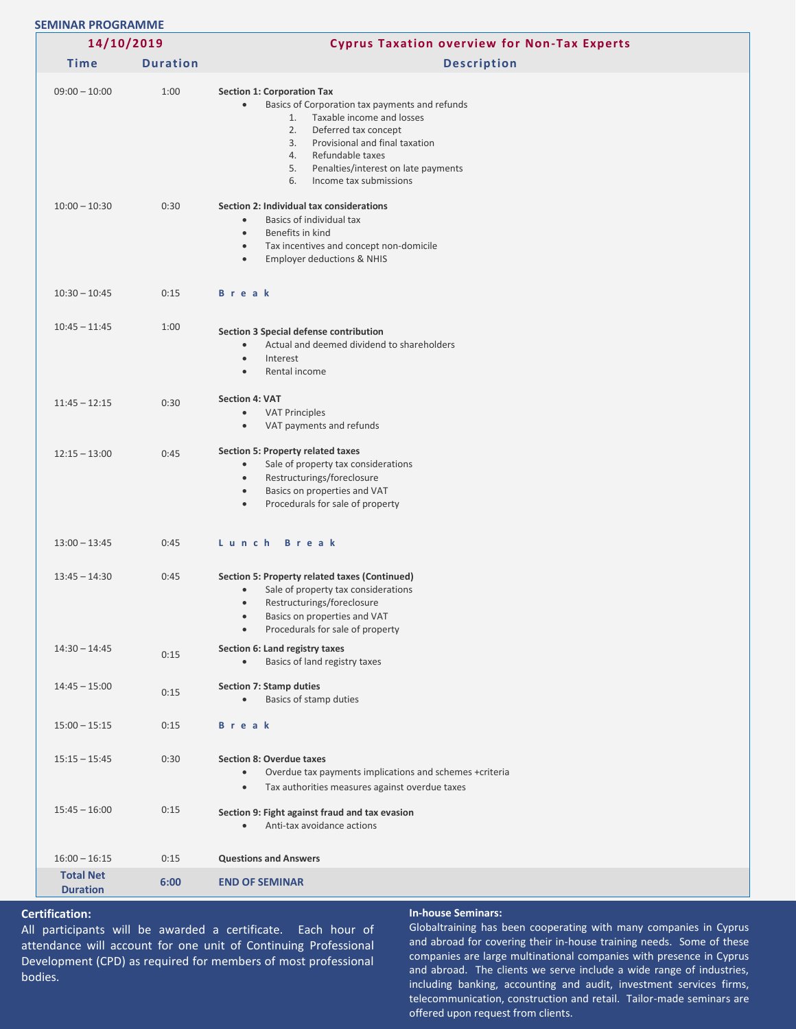**SEMINAR PROGRAMME**

| 14/10/2019 | | Cyprus Taxation overview for Non-Tax Experts |
|---|---|---|
| **Time** | **Duration** | **Description** |
| 09:00 – 10:00 | 1:00 | **Section 1: Corporation Tax**<br>• Basics of Corporation tax payments and refunds<br>1. Taxable income and losses<br>2. Deferred tax concept<br>3. Provisional and final taxation<br>4. Refundable taxes<br>5. Penalties/interest on late payments<br>6. Income tax submissions |
| 10:00 – 10:30 | 0:30 | **Section 2: Individual tax considerations**<br>• Basics of individual tax<br>• Benefits in kind<br>• Tax incentives and concept non-domicile<br>• Employer deductions & NHIS |
| 10:30 – 10:45 | 0:15 | **Break** |
| 10:45 – 11:45 | 1:00 | **Section 3 Special defense contribution**<br>• Actual and deemed dividend to shareholders<br>• Interest<br>• Rental income |
| 11:45 – 12:15 | 0:30 | **Section 4: VAT**<br>• VAT Principles<br>• VAT payments and refunds |
| 12:15 – 13:00 | 0:45 | **Section 5: Property related taxes**<br>• Sale of property tax considerations<br>• Restructurings/foreclosure<br>• Basics on properties and VAT<br>• Procedurals for sale of property |
| 13:00 – 13:45 | 0:45 | **Lunch Break** |
| 13:45 – 14:30 | 0:45 | **Section 5: Property related taxes (Continued)**<br>• Sale of property tax considerations<br>• Restructurings/foreclosure<br>• Basics on properties and VAT<br>• Procedurals for sale of property |
| 14:30 – 14:45 | 0:15 | **Section 6: Land registry taxes**<br>• Basics of land registry taxes |
| 14:45 – 15:00 | 0:15 | **Section 7: Stamp duties**<br>• Basics of stamp duties |
| 15:00 – 15:15 | 0:15 | **Break** |
| 15:15 – 15:45 | 0:30 | **Section 8: Overdue taxes**<br>• Overdue tax payments implications and schemes +criteria<br>• Tax authorities measures against overdue taxes |
| 15:45 – 16:00 | 0:15 | **Section 9: Fight against fraud and tax evasion**<br>• Anti-tax avoidance actions |
| 16:00 – 16:15 | 0:15 | **Questions and Answers** |
| **Total Net Duration** | **6:00** | **END OF SEMINAR** |

**Certification:**

All participants will be awarded a certificate. Each hour of attendance will account for one unit of Continuing Professional Development (CPD) as required for members of most professional bodies.

**In-house Seminars:**

Globaltraining has been cooperating with many companies in Cyprus and abroad for covering their in-house training needs. Some of these companies are large multinational companies with presence in Cyprus and abroad. The clients we serve include a wide range of industries, including banking, accounting and audit, investment services firms, telecommunication, construction and retail. Tailor-made seminars are offered upon request from clients.